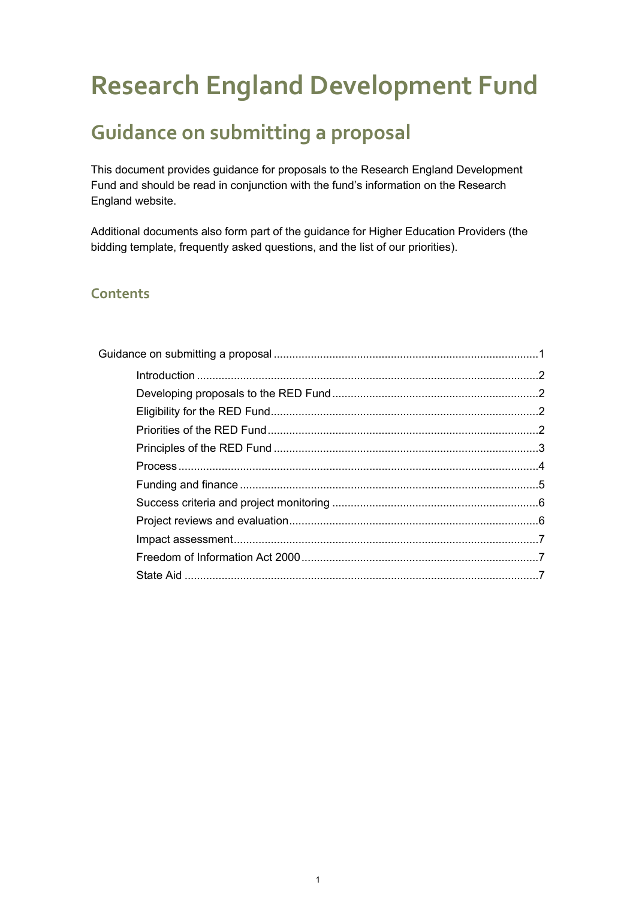# Research England Development Fund

## Guidance on submitting a proposal

This document provides guidance for proposals to the Research England Development Fund and should be read in conjunction with the fund's information on the Research England website.

Additional documents also form part of the guidance for Higher Education Providers (the bidding template, frequently asked questions, and the list of our priorities).

### Contents

Guidance on submitting a proposal ....................................................................................1

- Introduction ..............................................................................................................2
- Developing proposals to the RED Fund ...................................................................2
- Eligibility for the RED Fund.......................................................................................2
- Priorities of the RED Fund........................................................................................2
- Principles of the RED Fund .......................................................................................3
- Process ......................................................................................................................4
- Funding and finance .................................................................................................5
- Success criteria and project monitoring ...................................................................6
- Project reviews and evaluation.................................................................................6
- Impact assessment....................................................................................................7
- Freedom of Information Act 2000 ............................................................................7
- State Aid ...................................................................................................................7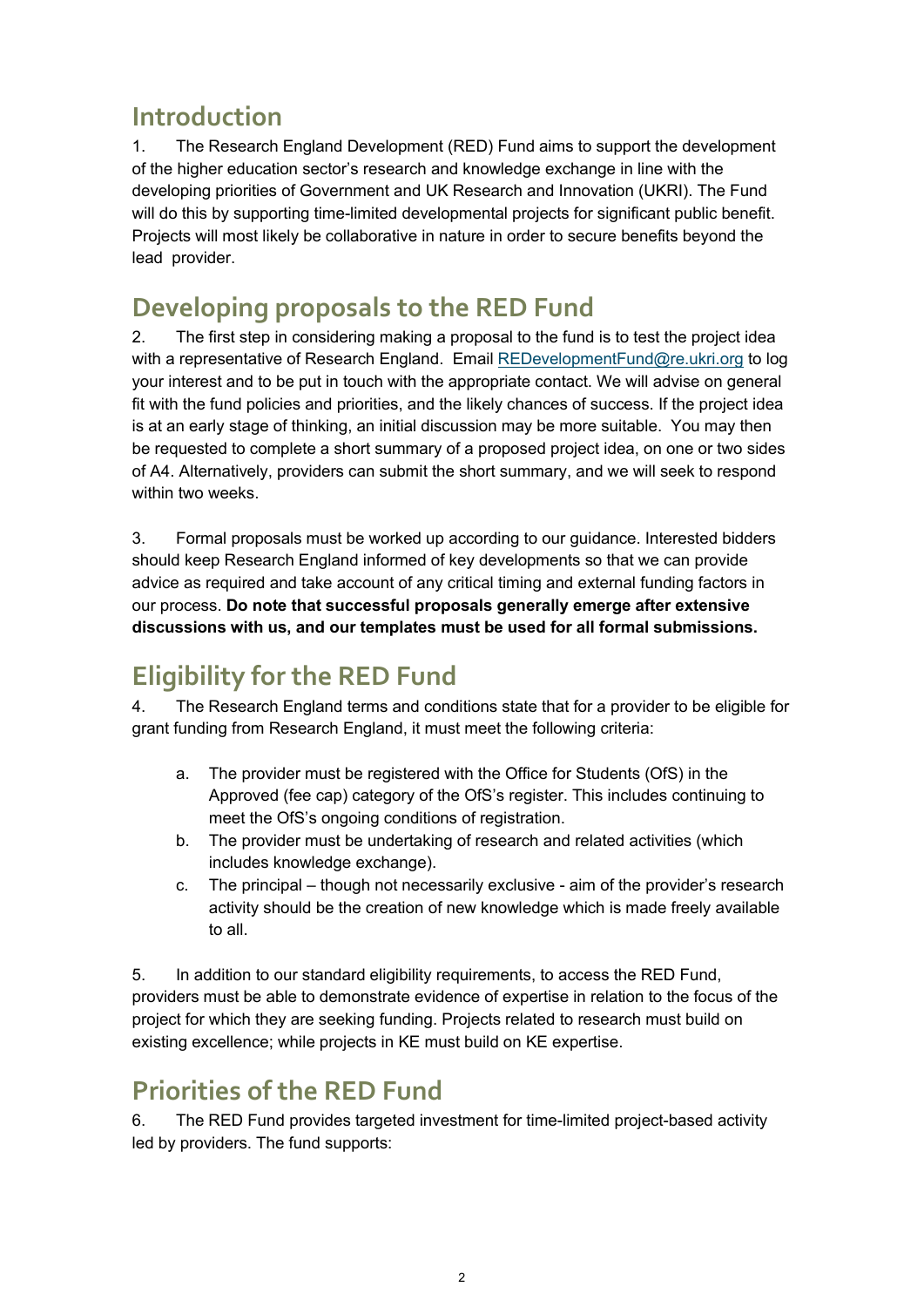## Introduction

1. The Research England Development (RED) Fund aims to support the development of the higher education sector's research and knowledge exchange in line with the developing priorities of Government and UK Research and Innovation (UKRI). The Fund will do this by supporting time-limited developmental projects for significant public benefit. Projects will most likely be collaborative in nature in order to secure benefits beyond the lead provider.

## Developing proposals to the RED Fund

2. The first step in considering making a proposal to the fund is to test the project idea with a representative of Research England. Email [REDevelopmentFund@re.ukri.org](mailto:REDevelopmentFund@re.ukri.org) to log your interest and to be put in touch with the appropriate contact. We will advise on general fit with the fund policies and priorities, and the likely chances of success. If the project idea is at an early stage of thinking, an initial discussion may be more suitable. You may then be requested to complete a short summary of a proposed project idea, on one or two sides of A4. Alternatively, providers can submit the short summary, and we will seek to respond within two weeks.

3. Formal proposals must be worked up according to our guidance. Interested bidders should keep Research England informed of key developments so that we can provide advice as required and take account of any critical timing and external funding factors in our process. **Do note that successful proposals generally emerge after extensive discussions with us, and our templates must be used for all formal submissions.**

## Eligibility for the RED Fund

4. The Research England terms and conditions state that for a provider to be eligible for grant funding from Research England, it must meet the following criteria:

   a. The provider must be registered with the Office for Students (OfS) in the Approved (fee cap) category of the OfS's register. This includes continuing to meet the OfS's ongoing conditions of registration.
   b. The provider must be undertaking of research and related activities (which includes knowledge exchange).
   c. The principal – though not necessarily exclusive - aim of the provider's research activity should be the creation of new knowledge which is made freely available to all.

5. In addition to our standard eligibility requirements, to access the RED Fund, providers must be able to demonstrate evidence of expertise in relation to the focus of the project for which they are seeking funding. Projects related to research must build on existing excellence; while projects in KE must build on KE expertise.

## Priorities of the RED Fund

6. The RED Fund provides targeted investment for time-limited project-based activity led by providers. The fund supports: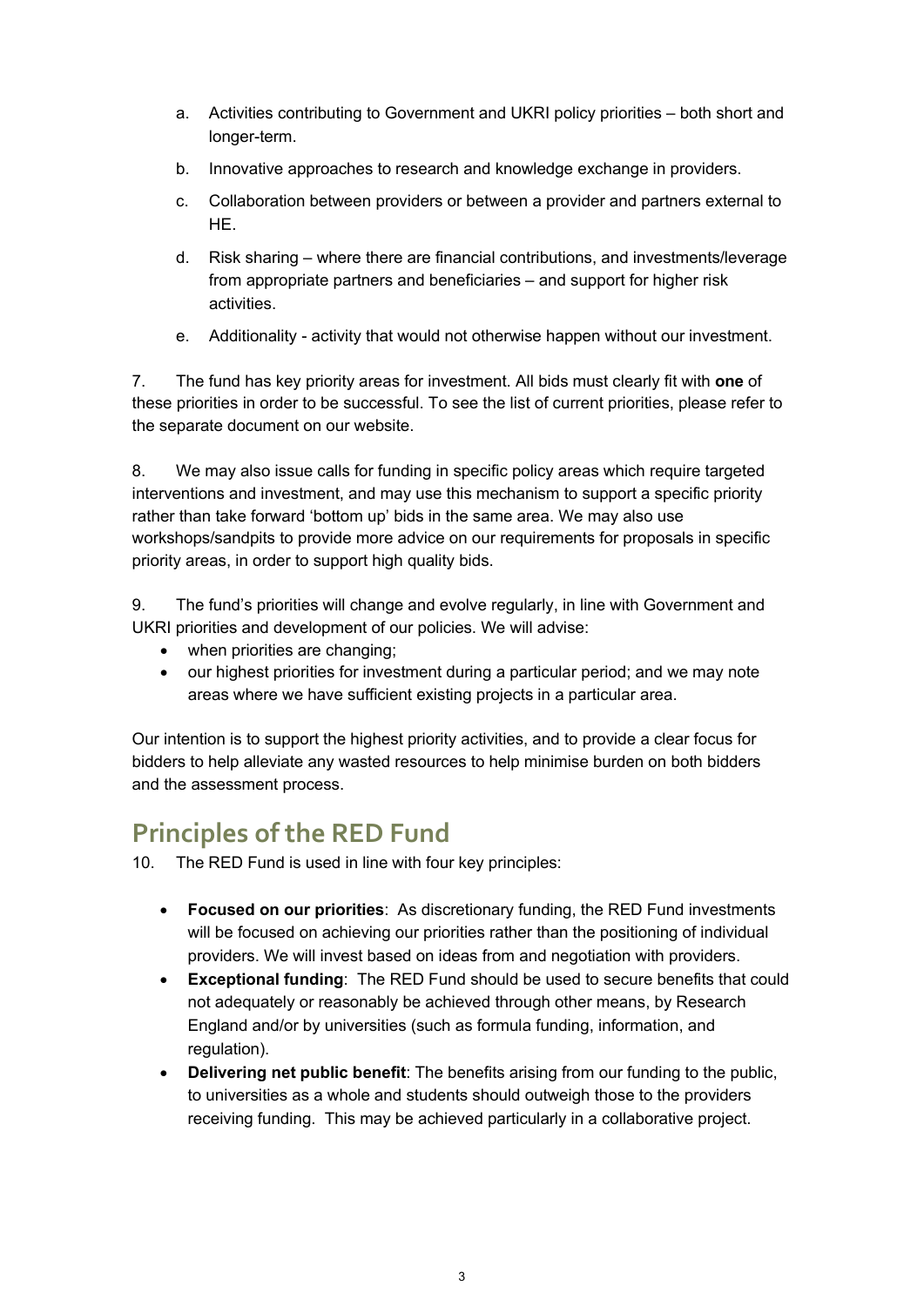a. Activities contributing to Government and UKRI policy priorities – both short and longer-term.

b. Innovative approaches to research and knowledge exchange in providers.

c. Collaboration between providers or between a provider and partners external to HE.

d. Risk sharing – where there are financial contributions, and investments/leverage from appropriate partners and beneficiaries – and support for higher risk activities.

e. Additionality - activity that would not otherwise happen without our investment.

7. The fund has key priority areas for investment. All bids must clearly fit with **one** of these priorities in order to be successful. To see the list of current priorities, please refer to the separate document on our website.

8. We may also issue calls for funding in specific policy areas which require targeted interventions and investment, and may use this mechanism to support a specific priority rather than take forward 'bottom up' bids in the same area. We may also use workshops/sandpits to provide more advice on our requirements for proposals in specific priority areas, in order to support high quality bids.

9. The fund's priorities will change and evolve regularly, in line with Government and UKRI priorities and development of our policies. We will advise:

- when priorities are changing;
- our highest priorities for investment during a particular period; and we may note areas where we have sufficient existing projects in a particular area.

Our intention is to support the highest priority activities, and to provide a clear focus for bidders to help alleviate any wasted resources to help minimise burden on both bidders and the assessment process.

## Principles of the RED Fund

10. The RED Fund is used in line with four key principles:

- **Focused on our priorities**: As discretionary funding, the RED Fund investments will be focused on achieving our priorities rather than the positioning of individual providers. We will invest based on ideas from and negotiation with providers.
- **Exceptional funding**: The RED Fund should be used to secure benefits that could not adequately or reasonably be achieved through other means, by Research England and/or by universities (such as formula funding, information, and regulation).
- **Delivering net public benefit**: The benefits arising from our funding to the public, to universities as a whole and students should outweigh those to the providers receiving funding. This may be achieved particularly in a collaborative project.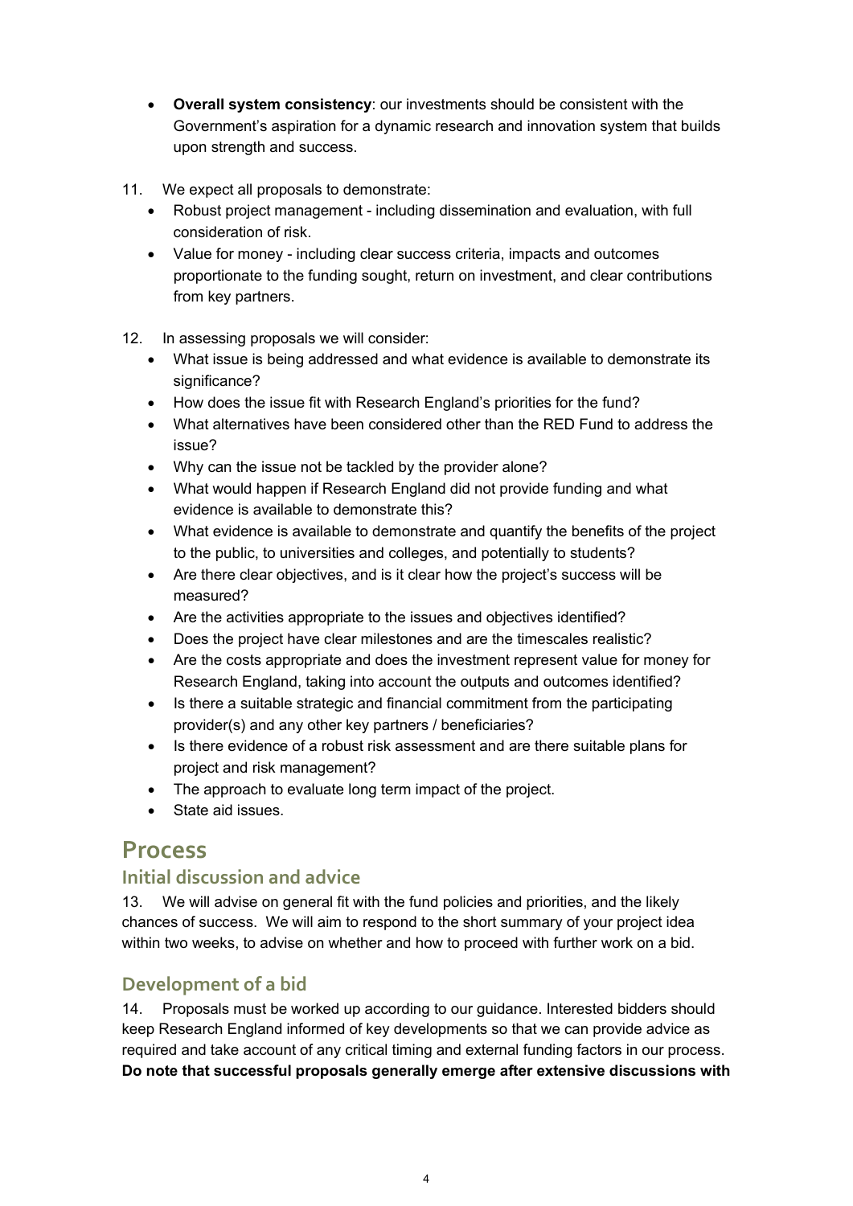- **Overall system consistency**: our investments should be consistent with the Government's aspiration for a dynamic research and innovation system that builds upon strength and success.

11. We expect all proposals to demonstrate:
    - Robust project management - including dissemination and evaluation, with full consideration of risk.
    - Value for money - including clear success criteria, impacts and outcomes proportionate to the funding sought, return on investment, and clear contributions from key partners.

12. In assessing proposals we will consider:
    - What issue is being addressed and what evidence is available to demonstrate its significance?
    - How does the issue fit with Research England's priorities for the fund?
    - What alternatives have been considered other than the RED Fund to address the issue?
    - Why can the issue not be tackled by the provider alone?
    - What would happen if Research England did not provide funding and what evidence is available to demonstrate this?
    - What evidence is available to demonstrate and quantify the benefits of the project to the public, to universities and colleges, and potentially to students?
    - Are there clear objectives, and is it clear how the project's success will be measured?
    - Are the activities appropriate to the issues and objectives identified?
    - Does the project have clear milestones and are the timescales realistic?
    - Are the costs appropriate and does the investment represent value for money for Research England, taking into account the outputs and outcomes identified?
    - Is there a suitable strategic and financial commitment from the participating provider(s) and any other key partners / beneficiaries?
    - Is there evidence of a robust risk assessment and are there suitable plans for project and risk management?
    - The approach to evaluate long term impact of the project.
    - State aid issues.

# Process

## Initial discussion and advice

13. We will advise on general fit with the fund policies and priorities, and the likely chances of success. We will aim to respond to the short summary of your project idea within two weeks, to advise on whether and how to proceed with further work on a bid.

## Development of a bid

14. Proposals must be worked up according to our guidance. Interested bidders should keep Research England informed of key developments so that we can provide advice as required and take account of any critical timing and external funding factors in our process. **Do note that successful proposals generally emerge after extensive discussions with**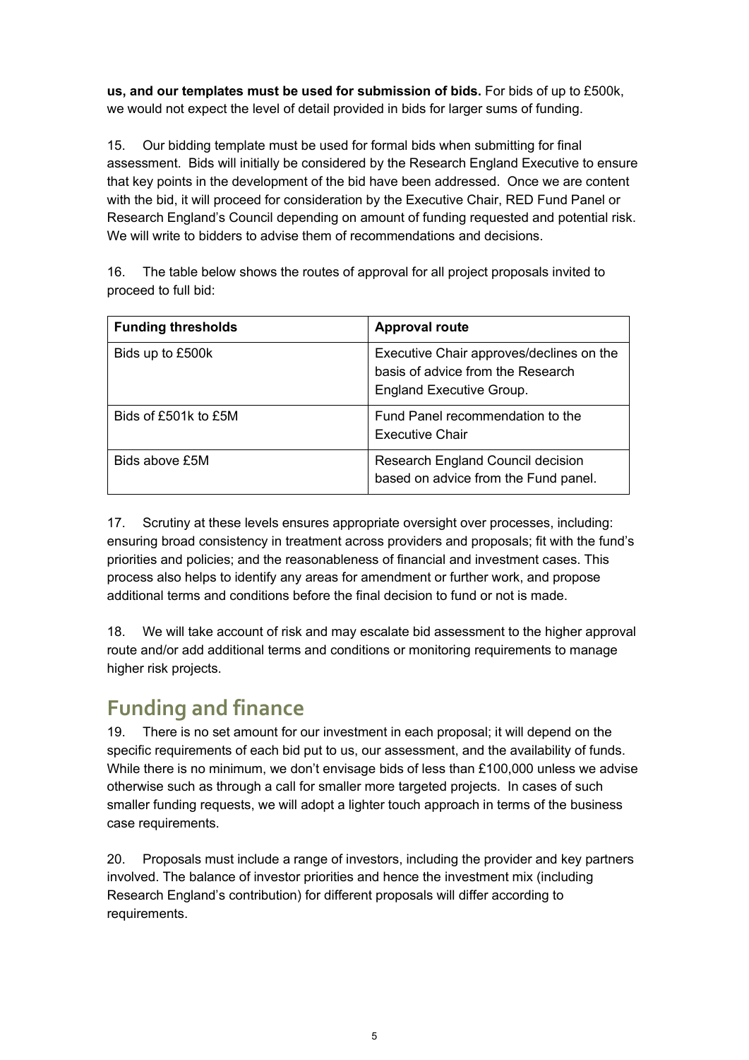**us, and our templates must be used for submission of bids.** For bids of up to £500k, we would not expect the level of detail provided in bids for larger sums of funding.

15. Our bidding template must be used for formal bids when submitting for final assessment. Bids will initially be considered by the Research England Executive to ensure that key points in the development of the bid have been addressed. Once we are content with the bid, it will proceed for consideration by the Executive Chair, RED Fund Panel or Research England's Council depending on amount of funding requested and potential risk. We will write to bidders to advise them of recommendations and decisions.

16. The table below shows the routes of approval for all project proposals invited to proceed to full bid:

| Funding thresholds | Approval route |
| --- | --- |
| Bids up to £500k | Executive Chair approves/declines on the basis of advice from the Research England Executive Group. |
| Bids of £501k to £5M | Fund Panel recommendation to the Executive Chair |
| Bids above £5M | Research England Council decision based on advice from the Fund panel. |

17. Scrutiny at these levels ensures appropriate oversight over processes, including: ensuring broad consistency in treatment across providers and proposals; fit with the fund's priorities and policies; and the reasonableness of financial and investment cases. This process also helps to identify any areas for amendment or further work, and propose additional terms and conditions before the final decision to fund or not is made.

18. We will take account of risk and may escalate bid assessment to the higher approval route and/or add additional terms and conditions or monitoring requirements to manage higher risk projects.

## Funding and finance

19. There is no set amount for our investment in each proposal; it will depend on the specific requirements of each bid put to us, our assessment, and the availability of funds. While there is no minimum, we don't envisage bids of less than £100,000 unless we advise otherwise such as through a call for smaller more targeted projects. In cases of such smaller funding requests, we will adopt a lighter touch approach in terms of the business case requirements.

20. Proposals must include a range of investors, including the provider and key partners involved. The balance of investor priorities and hence the investment mix (including Research England's contribution) for different proposals will differ according to requirements.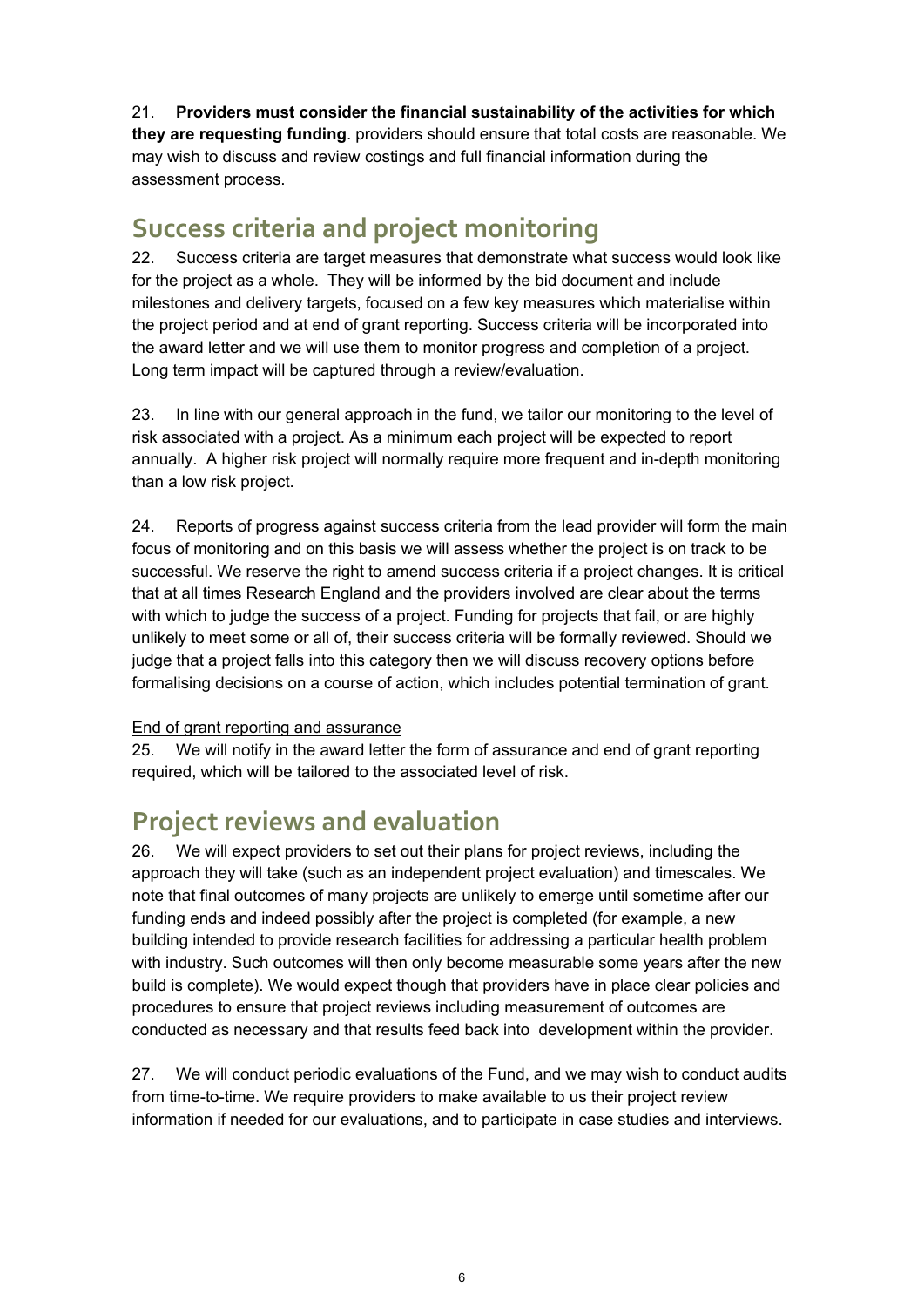21. **Providers must consider the financial sustainability of the activities for which they are requesting funding**. providers should ensure that total costs are reasonable. We may wish to discuss and review costings and full financial information during the assessment process.

## Success criteria and project monitoring

22. Success criteria are target measures that demonstrate what success would look like for the project as a whole. They will be informed by the bid document and include milestones and delivery targets, focused on a few key measures which materialise within the project period and at end of grant reporting. Success criteria will be incorporated into the award letter and we will use them to monitor progress and completion of a project. Long term impact will be captured through a review/evaluation.

23. In line with our general approach in the fund, we tailor our monitoring to the level of risk associated with a project. As a minimum each project will be expected to report annually. A higher risk project will normally require more frequent and in-depth monitoring than a low risk project.

24. Reports of progress against success criteria from the lead provider will form the main focus of monitoring and on this basis we will assess whether the project is on track to be successful. We reserve the right to amend success criteria if a project changes. It is critical that at all times Research England and the providers involved are clear about the terms with which to judge the success of a project. Funding for projects that fail, or are highly unlikely to meet some or all of, their success criteria will be formally reviewed. Should we judge that a project falls into this category then we will discuss recovery options before formalising decisions on a course of action, which includes potential termination of grant.

<u>End of grant reporting and assurance</u>

25. We will notify in the award letter the form of assurance and end of grant reporting required, which will be tailored to the associated level of risk.

## Project reviews and evaluation

26. We will expect providers to set out their plans for project reviews, including the approach they will take (such as an independent project evaluation) and timescales. We note that final outcomes of many projects are unlikely to emerge until sometime after our funding ends and indeed possibly after the project is completed (for example, a new building intended to provide research facilities for addressing a particular health problem with industry. Such outcomes will then only become measurable some years after the new build is complete). We would expect though that providers have in place clear policies and procedures to ensure that project reviews including measurement of outcomes are conducted as necessary and that results feed back into development within the provider.

27. We will conduct periodic evaluations of the Fund, and we may wish to conduct audits from time-to-time. We require providers to make available to us their project review information if needed for our evaluations, and to participate in case studies and interviews.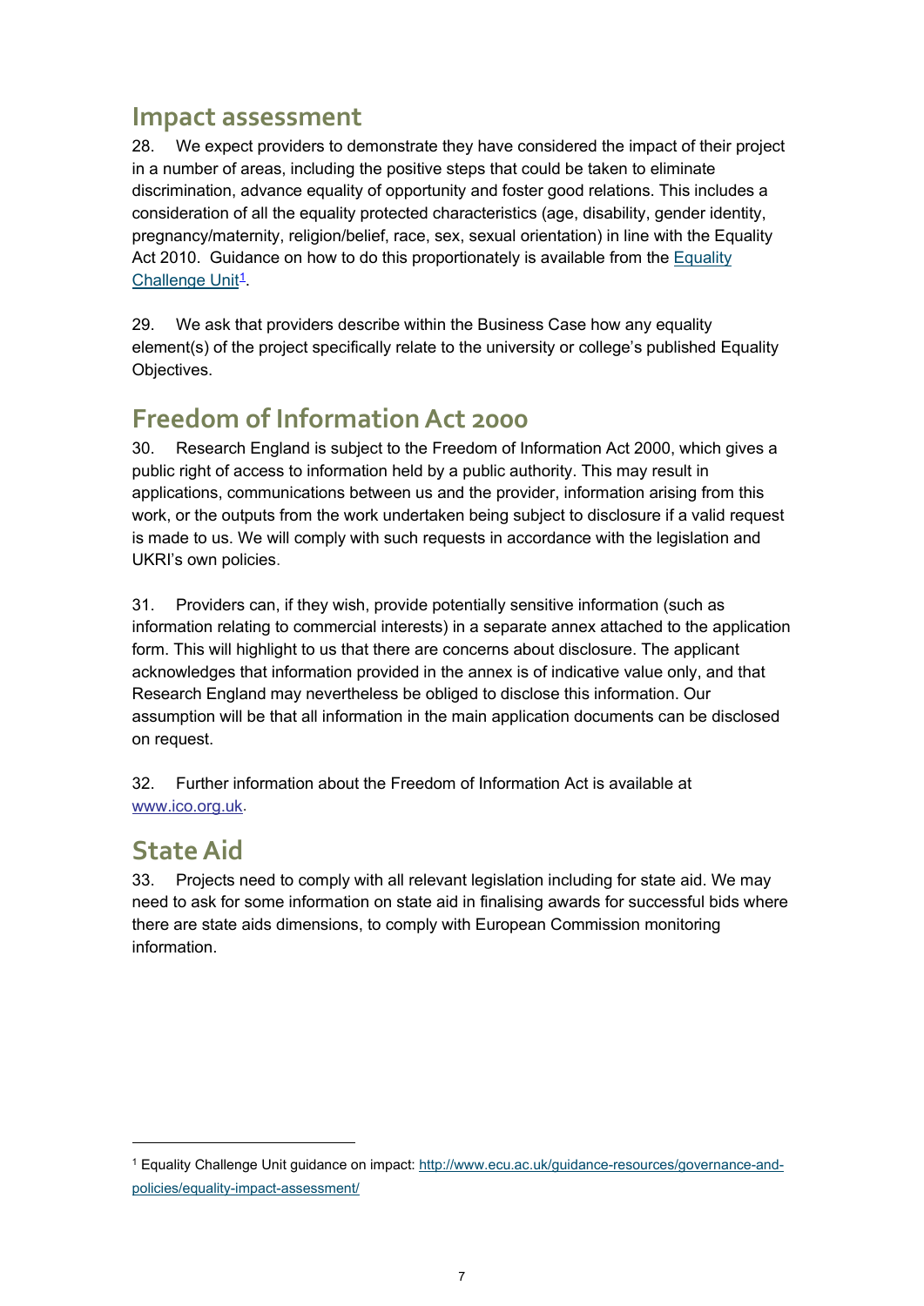## Impact assessment

28. We expect providers to demonstrate they have considered the impact of their project in a number of areas, including the positive steps that could be taken to eliminate discrimination, advance equality of opportunity and foster good relations. This includes a consideration of all the equality protected characteristics (age, disability, gender identity, pregnancy/maternity, religion/belief, race, sex, sexual orientation) in line with the Equality Act 2010. Guidance on how to do this proportionately is available from the Equality Challenge Unit[1].

29. We ask that providers describe within the Business Case how any equality element(s) of the project specifically relate to the university or college's published Equality Objectives.

## Freedom of Information Act 2000

30. Research England is subject to the Freedom of Information Act 2000, which gives a public right of access to information held by a public authority. This may result in applications, communications between us and the provider, information arising from this work, or the outputs from the work undertaken being subject to disclosure if a valid request is made to us. We will comply with such requests in accordance with the legislation and UKRI's own policies.

31. Providers can, if they wish, provide potentially sensitive information (such as information relating to commercial interests) in a separate annex attached to the application form. This will highlight to us that there are concerns about disclosure. The applicant acknowledges that information provided in the annex is of indicative value only, and that Research England may nevertheless be obliged to disclose this information. Our assumption will be that all information in the main application documents can be disclosed on request.

32. Further information about the Freedom of Information Act is available at www.ico.org.uk.

## State Aid

33. Projects need to comply with all relevant legislation including for state aid. We may need to ask for some information on state aid in finalising awards for successful bids where there are state aids dimensions, to comply with European Commission monitoring information.

---

[1] Equality Challenge Unit guidance on impact: http://www.ecu.ac.uk/guidance-resources/governance-and-policies/equality-impact-assessment/